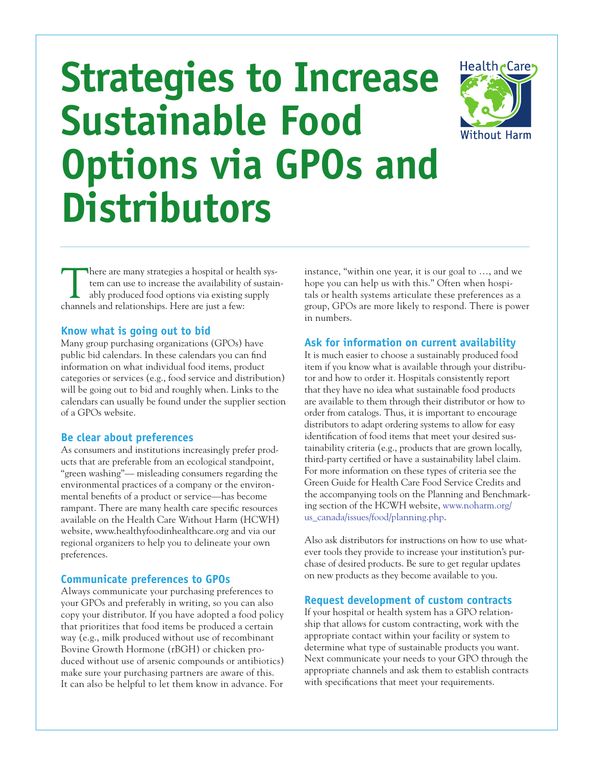# Strategies to Increase Sustainable Food Options via GPOs and Distributors

Health Care Without Harm

There are many strategies a hospital or health system can use to increase the availability of sustainably produced food options via existing supply channels and relationships. Here are just a few:

## Know what is going out to bid

Many group purchasing organizations (GPOs) have public bid calendars. In these calendars you can find information on what individual food items, product categories or services (e.g., food service and distribution) will be going out to bid and roughly when. Links to the calendars can usually be found under the supplier section of a GPOs website.

## Be clear about preferences

As consumers and institutions increasingly prefer products that are preferable from an ecological standpoint, "green washing"— misleading consumers regarding the environmental practices of a company or the environmental benefits of a product or service—has become rampant. There are many health care specific resources available on the Health Care Without Harm (HCWH) website, www.healthyfoodinhealthcare.org and via our regional organizers to help you to delineate your own preferences.

## Communicate preferences to GPOs

Always communicate your purchasing preferences to your GPOs and preferably in writing, so you can also copy your distributor. If you have adopted a food policy that prioritizes that food items be produced a certain way (e.g., milk produced without use of recombinant Bovine Growth Hormone (rBGH) or chicken produced without use of arsenic compounds or antibiotics) make sure your purchasing partners are aware of this. It can also be helpful to let them know in advance. For instance, "within one year, it is our goal to …, and we hope you can help us with this." Often when hospitals or health systems articulate these preferences as a group, GPOs are more likely to respond. There is power in numbers.

## Ask for information on current availability

It is much easier to choose a sustainably produced food item if you know what is available through your distributor and how to order it. Hospitals consistently report that they have no idea what sustainable food products are available to them through their distributor or how to order from catalogs. Thus, it is important to encourage distributors to adapt ordering systems to allow for easy identification of food items that meet your desired sustainability criteria (e.g., products that are grown locally, third-party certified or have a sustainability label claim. For more information on these types of criteria see the Green Guide for Health Care Food Service Credits and the accompanying tools on the Planning and Benchmarking section of the HCWH website, www.noharm.org/us_canada/issues/food/planning.php.

Also ask distributors for instructions on how to use whatever tools they provide to increase your institution's purchase of desired products. Be sure to get regular updates on new products as they become available to you.

## Request development of custom contracts

If your hospital or health system has a GPO relationship that allows for custom contracting, work with the appropriate contact within your facility or system to determine what type of sustainable products you want. Next communicate your needs to your GPO through the appropriate channels and ask them to establish contracts with specifications that meet your requirements.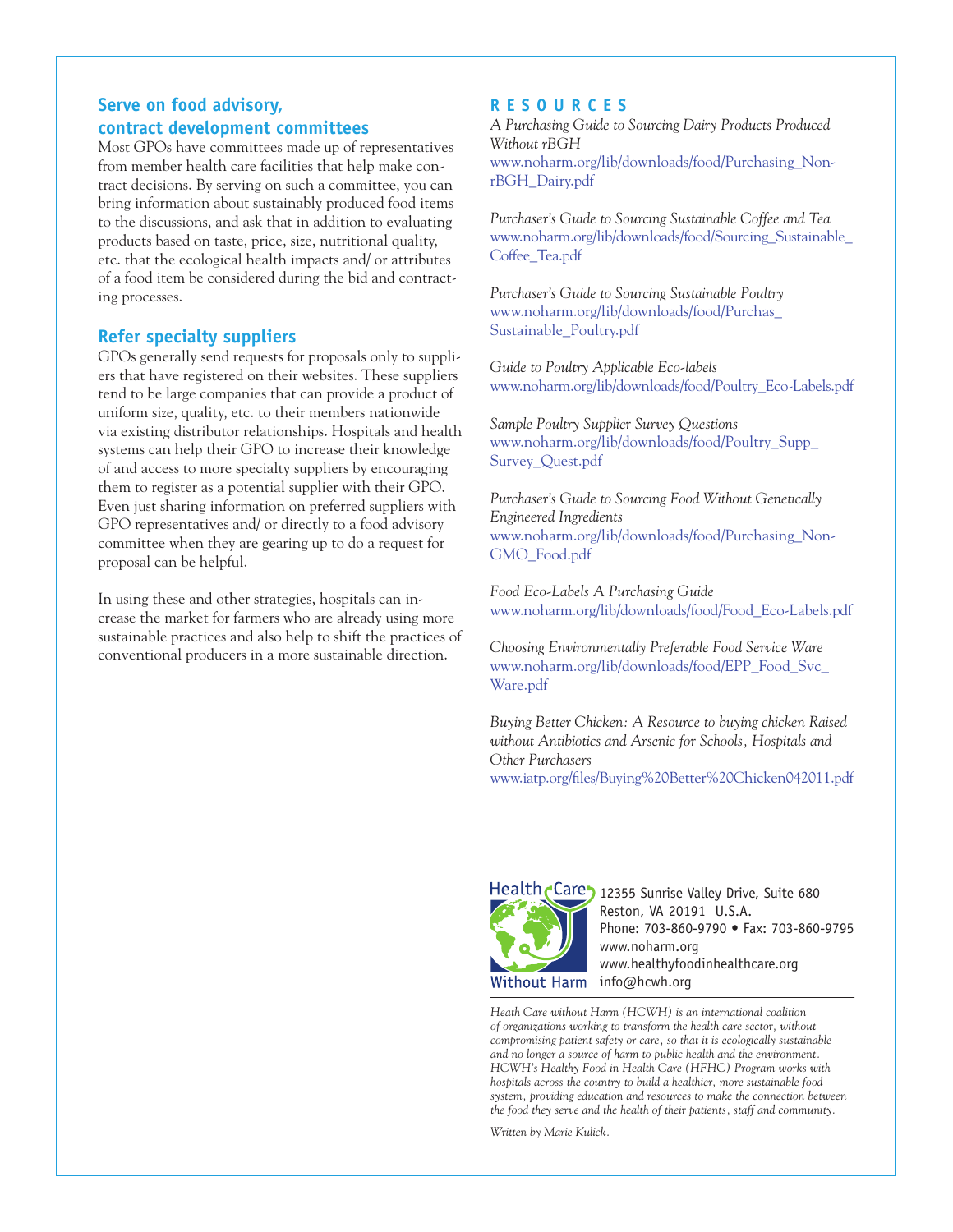## Serve on food advisory, contract development committees

Most GPOs have committees made up of representatives from member health care facilities that help make contract decisions. By serving on such a committee, you can bring information about sustainably produced food items to the discussions, and ask that in addition to evaluating products based on taste, price, size, nutritional quality, etc. that the ecological health impacts and/ or attributes of a food item be considered during the bid and contracting processes.

## Refer specialty suppliers

GPOs generally send requests for proposals only to suppliers that have registered on their websites. These suppliers tend to be large companies that can provide a product of uniform size, quality, etc. to their members nationwide via existing distributor relationships. Hospitals and health systems can help their GPO to increase their knowledge of and access to more specialty suppliers by encouraging them to register as a potential supplier with their GPO. Even just sharing information on preferred suppliers with GPO representatives and/ or directly to a food advisory committee when they are gearing up to do a request for proposal can be helpful.

In using these and other strategies, hospitals can increase the market for farmers who are already using more sustainable practices and also help to shift the practices of conventional producers in a more sustainable direction.

## RESOURCES

*A Purchasing Guide to Sourcing Dairy Products Produced Without rBGH*
www.noharm.org/lib/downloads/food/Purchasing_Non-rBGH_Dairy.pdf

*Purchaser's Guide to Sourcing Sustainable Coffee and Tea*
www.noharm.org/lib/downloads/food/Sourcing_Sustainable_Coffee_Tea.pdf

*Purchaser's Guide to Sourcing Sustainable Poultry*
www.noharm.org/lib/downloads/food/Purchas_Sustainable_Poultry.pdf

*Guide to Poultry Applicable Eco-labels*
www.noharm.org/lib/downloads/food/Poultry_Eco-Labels.pdf

*Sample Poultry Supplier Survey Questions*
www.noharm.org/lib/downloads/food/Poultry_Supp_Survey_Quest.pdf

*Purchaser's Guide to Sourcing Food Without Genetically Engineered Ingredients*
www.noharm.org/lib/downloads/food/Purchasing_Non-GMO_Food.pdf

*Food Eco-Labels A Purchasing Guide*
www.noharm.org/lib/downloads/food/Food_Eco-Labels.pdf

*Choosing Environmentally Preferable Food Service Ware*
www.noharm.org/lib/downloads/food/EPP_Food_Svc_Ware.pdf

*Buying Better Chicken: A Resource to buying chicken Raised without Antibiotics and Arsenic for Schools, Hospitals and Other Purchasers*
www.iatp.org/files/Buying%20Better%20Chicken042011.pdf

Health Care Without Harm

12355 Sunrise Valley Drive, Suite 680
Reston, VA 20191 U.S.A.
Phone: 703-860-9790 • Fax: 703-860-9795
www.noharm.org
www.healthyfoodinhealthcare.org
info@hcwh.org

*Heath Care without Harm (HCWH) is an international coalition of organizations working to transform the health care sector, without compromising patient safety or care, so that it is ecologically sustainable and no longer a source of harm to public health and the environment. HCWH's Healthy Food in Health Care (HFHC) Program works with hospitals across the country to build a healthier, more sustainable food system, providing education and resources to make the connection between the food they serve and the health of their patients, staff and community.*

*Written by Marie Kulick.*